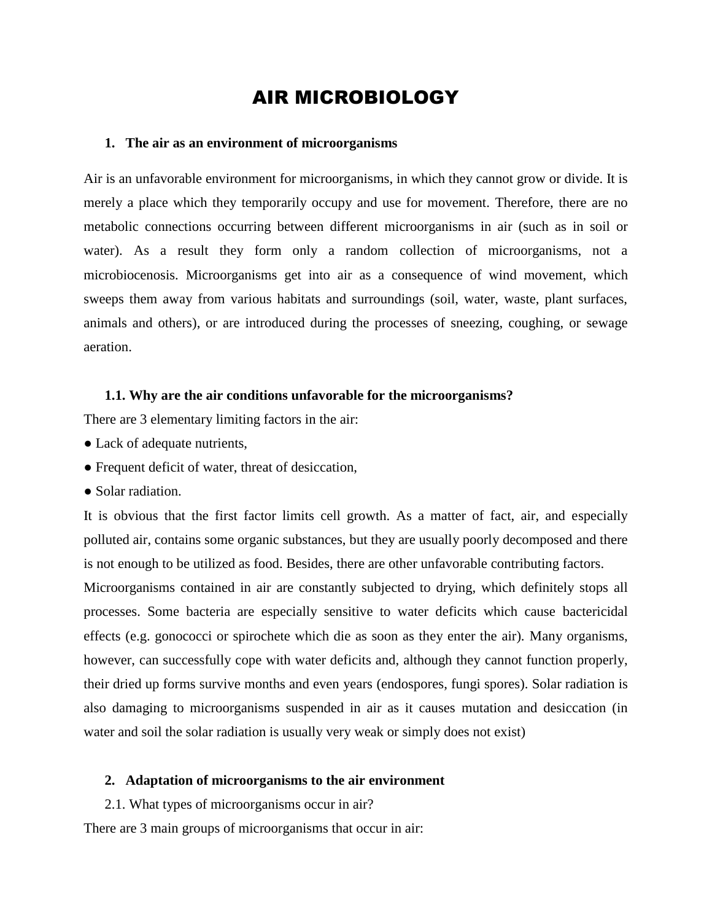# AIR MICROBIOLOGY

## 1. The air as an environment of microorganisms

Air is an unfavorable environment for microorganisms, in which they cannot grow or divide. It is merely a place which they temporarily occupy and use for movement. Therefore, there are no metabolic connections occurring between different microorganisms in air (such as in soil or water). As a result they form only a random collection of microorganisms, not a microbiocenosis. Microorganisms get into air as a consequence of wind movement, which sweeps them away from various habitats and surroundings (soil, water, waste, plant surfaces, animals and others), or are introduced during the processes of sneezing, coughing, or sewage aeration.

### 1.1. Why are the air conditions unfavorable for the microorganisms?

There are 3 elementary limiting factors in the air:

- Lack of adequate nutrients,
- Frequent deficit of water, threat of desiccation,
- Solar radiation.

It is obvious that the first factor limits cell growth. As a matter of fact, air, and especially polluted air, contains some organic substances, but they are usually poorly decomposed and there is not enough to be utilized as food. Besides, there are other unfavorable contributing factors.

Microorganisms contained in air are constantly subjected to drying, which definitely stops all processes. Some bacteria are especially sensitive to water deficits which cause bactericidal effects (e.g. gonococci or spirochete which die as soon as they enter the air). Many organisms, however, can successfully cope with water deficits and, although they cannot function properly, their dried up forms survive months and even years (endospores, fungi spores). Solar radiation is also damaging to microorganisms suspended in air as it causes mutation and desiccation (in water and soil the solar radiation is usually very weak or simply does not exist)

## 2. Adaptation of microorganisms to the air environment

2.1. What types of microorganisms occur in air?

There are 3 main groups of microorganisms that occur in air: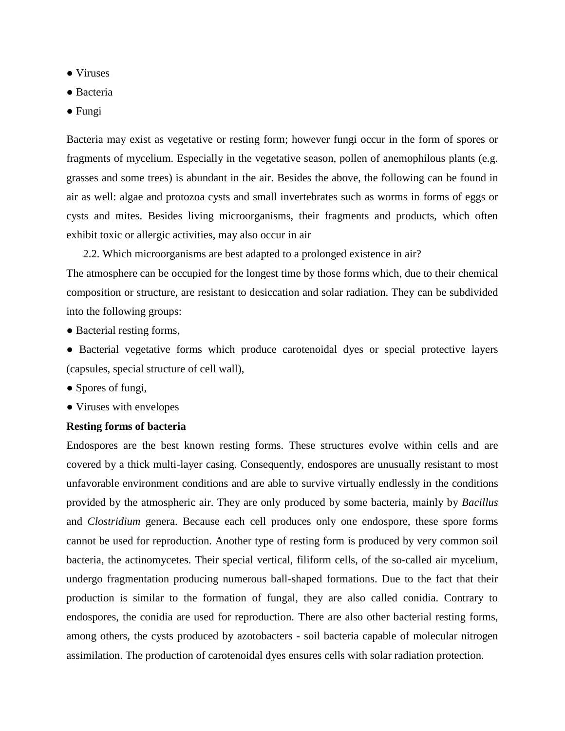- Viruses
- Bacteria
- Fungi

Bacteria may exist as vegetative or resting form; however fungi occur in the form of spores or fragments of mycelium. Especially in the vegetative season, pollen of anemophilous plants (e.g. grasses and some trees) is abundant in the air. Besides the above, the following can be found in air as well: algae and protozoa cysts and small invertebrates such as worms in forms of eggs or cysts and mites. Besides living microorganisms, their fragments and products, which often exhibit toxic or allergic activities, may also occur in air

2.2. Which microorganisms are best adapted to a prolonged existence in air?

The atmosphere can be occupied for the longest time by those forms which, due to their chemical composition or structure, are resistant to desiccation and solar radiation. They can be subdivided into the following groups:

- Bacterial resting forms,
- Bacterial vegetative forms which produce carotenoidal dyes or special protective layers (capsules, special structure of cell wall),
- Spores of fungi,
- Viruses with envelopes

**Resting forms of bacteria**

Endospores are the best known resting forms. These structures evolve within cells and are covered by a thick multi-layer casing. Consequently, endospores are unusually resistant to most unfavorable environment conditions and are able to survive virtually endlessly in the conditions provided by the atmospheric air. They are only produced by some bacteria, mainly by *Bacillus* and *Clostridium* genera. Because each cell produces only one endospore, these spore forms cannot be used for reproduction. Another type of resting form is produced by very common soil bacteria, the actinomycetes. Their special vertical, filiform cells, of the so-called air mycelium, undergo fragmentation producing numerous ball-shaped formations. Due to the fact that their production is similar to the formation of fungal, they are also called conidia. Contrary to endospores, the conidia are used for reproduction. There are also other bacterial resting forms, among others, the cysts produced by azotobacters - soil bacteria capable of molecular nitrogen assimilation. The production of carotenoidal dyes ensures cells with solar radiation protection.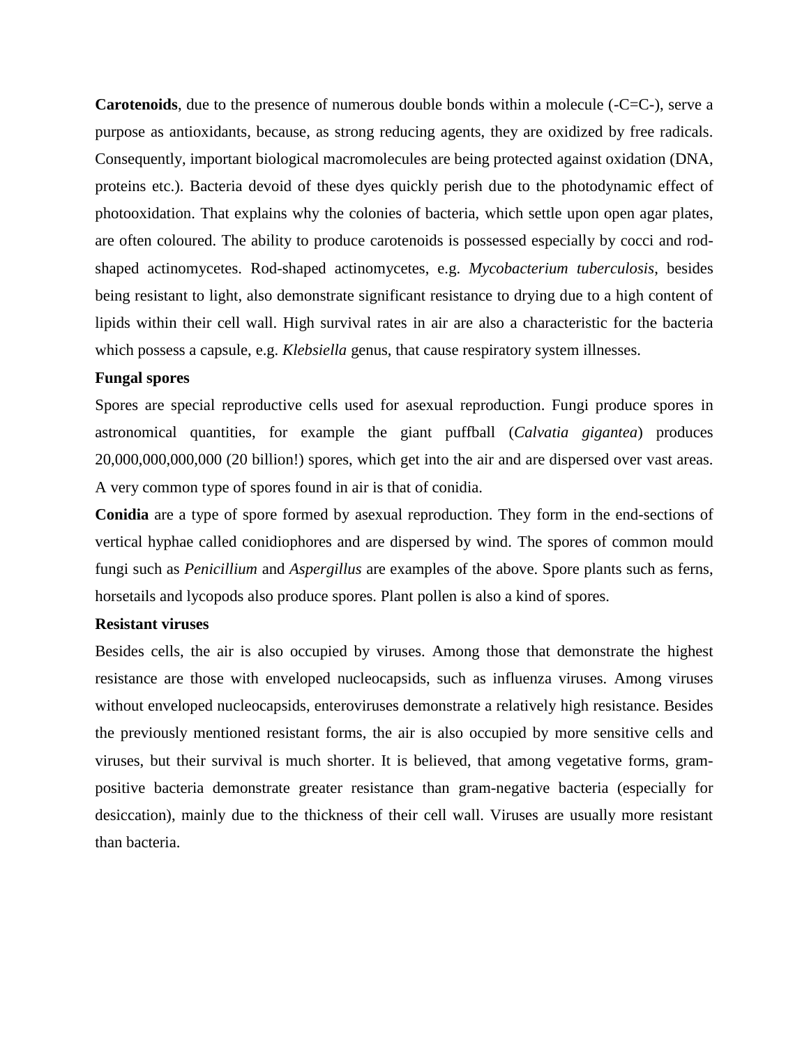**Carotenoids**, due to the presence of numerous double bonds within a molecule (-C=C-), serve a purpose as antioxidants, because, as strong reducing agents, they are oxidized by free radicals. Consequently, important biological macromolecules are being protected against oxidation (DNA, proteins etc.). Bacteria devoid of these dyes quickly perish due to the photodynamic effect of photooxidation. That explains why the colonies of bacteria, which settle upon open agar plates, are often coloured. The ability to produce carotenoids is possessed especially by cocci and rod-shaped actinomycetes. Rod-shaped actinomycetes, e.g. *Mycobacterium tuberculosis*, besides being resistant to light, also demonstrate significant resistance to drying due to a high content of lipids within their cell wall. High survival rates in air are also a characteristic for the bacteria which possess a capsule, e.g. *Klebsiella* genus, that cause respiratory system illnesses.

**Fungal spores**

Spores are special reproductive cells used for asexual reproduction. Fungi produce spores in astronomical quantities, for example the giant puffball (*Calvatia gigantea*) produces 20,000,000,000,000 (20 billion!) spores, which get into the air and are dispersed over vast areas. A very common type of spores found in air is that of conidia.

**Conidia** are a type of spore formed by asexual reproduction. They form in the end-sections of vertical hyphae called conidiophores and are dispersed by wind. The spores of common mould fungi such as *Penicillium* and *Aspergillus* are examples of the above. Spore plants such as ferns, horsetails and lycopods also produce spores. Plant pollen is also a kind of spores.

**Resistant viruses**

Besides cells, the air is also occupied by viruses. Among those that demonstrate the highest resistance are those with enveloped nucleocapsids, such as influenza viruses. Among viruses without enveloped nucleocapsids, enteroviruses demonstrate a relatively high resistance. Besides the previously mentioned resistant forms, the air is also occupied by more sensitive cells and viruses, but their survival is much shorter. It is believed, that among vegetative forms, gram-positive bacteria demonstrate greater resistance than gram-negative bacteria (especially for desiccation), mainly due to the thickness of their cell wall. Viruses are usually more resistant than bacteria.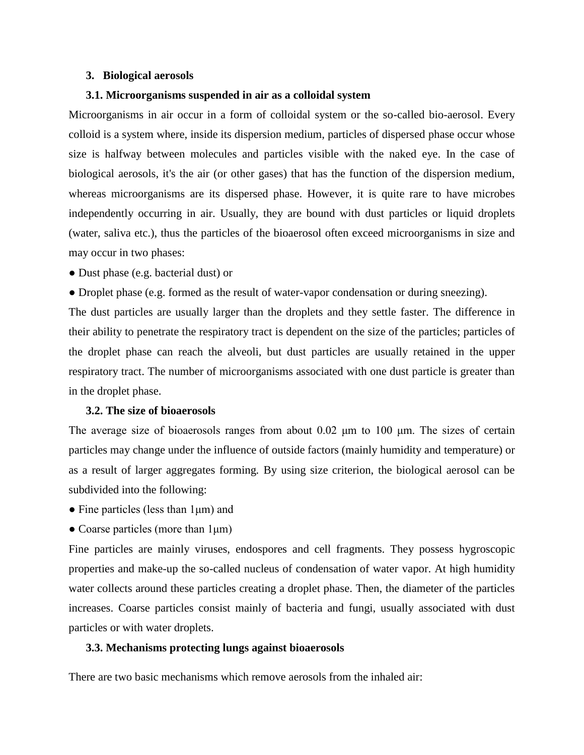## 3. Biological aerosols

### 3.1. Microorganisms suspended in air as a colloidal system

Microorganisms in air occur in a form of colloidal system or the so-called bio-aerosol. Every colloid is a system where, inside its dispersion medium, particles of dispersed phase occur whose size is halfway between molecules and particles visible with the naked eye. In the case of biological aerosols, it's the air (or other gases) that has the function of the dispersion medium, whereas microorganisms are its dispersed phase. However, it is quite rare to have microbes independently occurring in air. Usually, they are bound with dust particles or liquid droplets (water, saliva etc.), thus the particles of the bioaerosol often exceed microorganisms in size and may occur in two phases:

- Dust phase (e.g. bacterial dust) or
- Droplet phase (e.g. formed as the result of water-vapor condensation or during sneezing).

The dust particles are usually larger than the droplets and they settle faster. The difference in their ability to penetrate the respiratory tract is dependent on the size of the particles; particles of the droplet phase can reach the alveoli, but dust particles are usually retained in the upper respiratory tract. The number of microorganisms associated with one dust particle is greater than in the droplet phase.

### 3.2. The size of bioaerosols

The average size of bioaerosols ranges from about 0.02 μm to 100 μm. The sizes of certain particles may change under the influence of outside factors (mainly humidity and temperature) or as a result of larger aggregates forming. By using size criterion, the biological aerosol can be subdivided into the following:

- Fine particles (less than 1μm) and
- Coarse particles (more than 1μm)

Fine particles are mainly viruses, endospores and cell fragments. They possess hygroscopic properties and make-up the so-called nucleus of condensation of water vapor. At high humidity water collects around these particles creating a droplet phase. Then, the diameter of the particles increases. Coarse particles consist mainly of bacteria and fungi, usually associated with dust particles or with water droplets.

### 3.3. Mechanisms protecting lungs against bioaerosols

There are two basic mechanisms which remove aerosols from the inhaled air: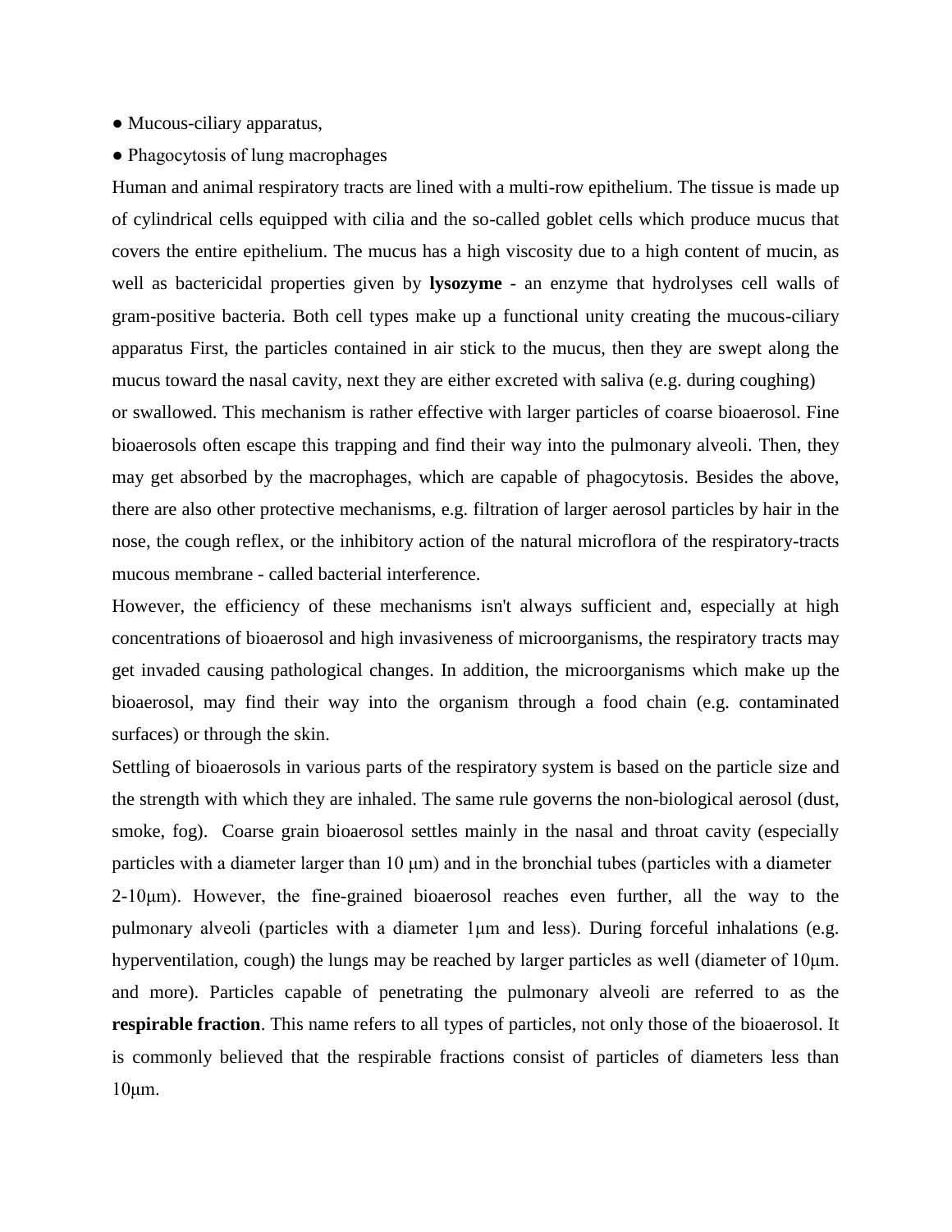- Mucous-ciliary apparatus,
- Phagocytosis of lung macrophages

Human and animal respiratory tracts are lined with a multi-row epithelium. The tissue is made up of cylindrical cells equipped with cilia and the so-called goblet cells which produce mucus that covers the entire epithelium. The mucus has a high viscosity due to a high content of mucin, as well as bactericidal properties given by **lysozyme** - an enzyme that hydrolyses cell walls of gram-positive bacteria. Both cell types make up a functional unity creating the mucous-ciliary apparatus First, the particles contained in air stick to the mucus, then they are swept along the mucus toward the nasal cavity, next they are either excreted with saliva (e.g. during coughing) or swallowed. This mechanism is rather effective with larger particles of coarse bioaerosol. Fine bioaerosols often escape this trapping and find their way into the pulmonary alveoli. Then, they may get absorbed by the macrophages, which are capable of phagocytosis. Besides the above, there are also other protective mechanisms, e.g. filtration of larger aerosol particles by hair in the nose, the cough reflex, or the inhibitory action of the natural microflora of the respiratory-tracts mucous membrane - called bacterial interference.

However, the efficiency of these mechanisms isn't always sufficient and, especially at high concentrations of bioaerosol and high invasiveness of microorganisms, the respiratory tracts may get invaded causing pathological changes. In addition, the microorganisms which make up the bioaerosol, may find their way into the organism through a food chain (e.g. contaminated surfaces) or through the skin.

Settling of bioaerosols in various parts of the respiratory system is based on the particle size and the strength with which they are inhaled. The same rule governs the non-biological aerosol (dust, smoke, fog). Coarse grain bioaerosol settles mainly in the nasal and throat cavity (especially particles with a diameter larger than 10 μm) and in the bronchial tubes (particles with a diameter 2-10μm). However, the fine-grained bioaerosol reaches even further, all the way to the pulmonary alveoli (particles with a diameter 1μm and less). During forceful inhalations (e.g. hyperventilation, cough) the lungs may be reached by larger particles as well (diameter of 10μm. and more). Particles capable of penetrating the pulmonary alveoli are referred to as the **respirable fraction**. This name refers to all types of particles, not only those of the bioaerosol. It is commonly believed that the respirable fractions consist of particles of diameters less than 10μm.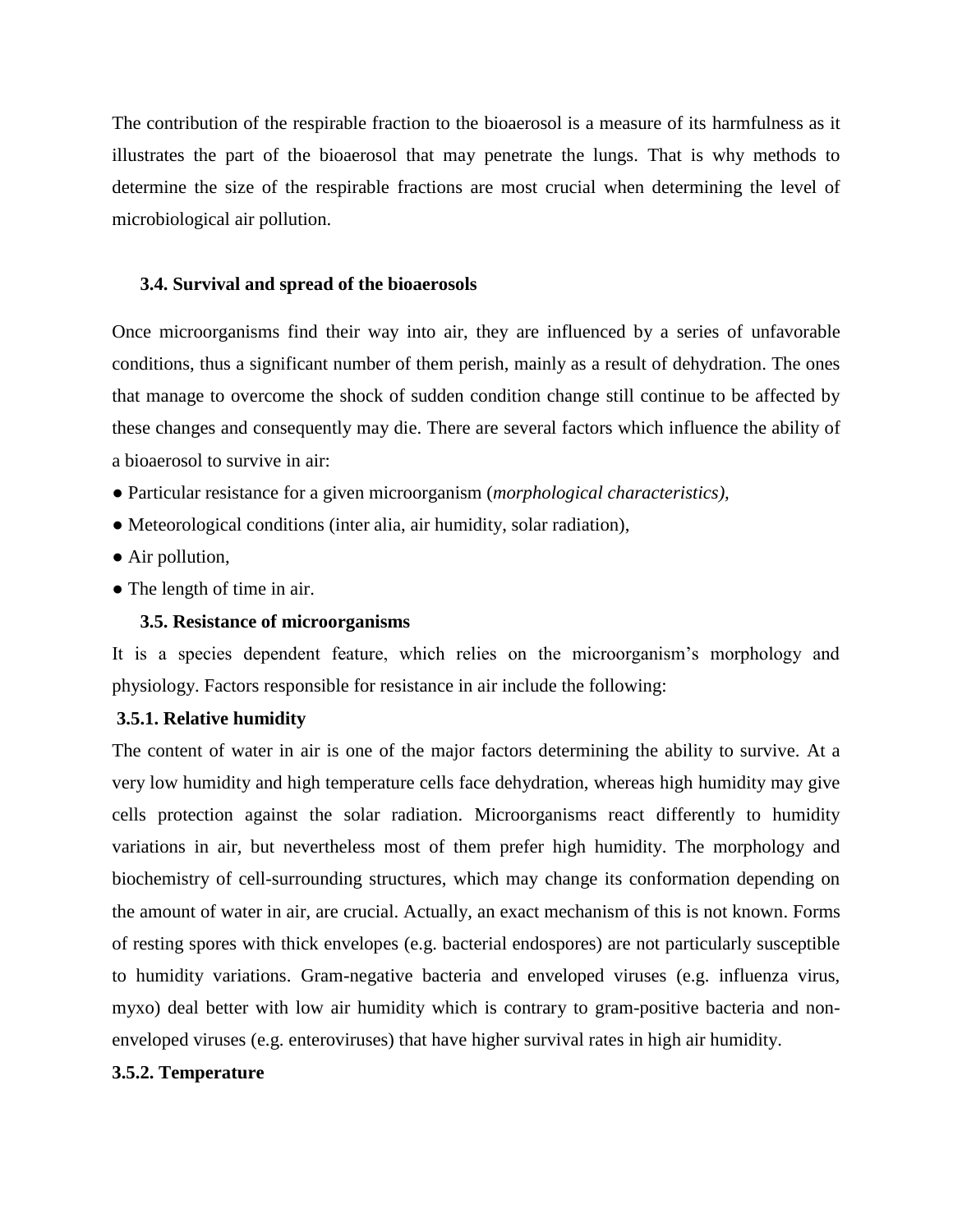The contribution of the respirable fraction to the bioaerosol is a measure of its harmfulness as it illustrates the part of the bioaerosol that may penetrate the lungs. That is why methods to determine the size of the respirable fractions are most crucial when determining the level of microbiological air pollution.

### 3.4. Survival and spread of the bioaerosols

Once microorganisms find their way into air, they are influenced by a series of unfavorable conditions, thus a significant number of them perish, mainly as a result of dehydration. The ones that manage to overcome the shock of sudden condition change still continue to be affected by these changes and consequently may die. There are several factors which influence the ability of a bioaerosol to survive in air:

- Particular resistance for a given microorganism (*morphological characteristics),*
- Meteorological conditions (inter alia, air humidity, solar radiation),
- Air pollution,
- The length of time in air.

### 3.5. Resistance of microorganisms

It is a species dependent feature, which relies on the microorganism's morphology and physiology. Factors responsible for resistance in air include the following:

#### 3.5.1. Relative humidity

The content of water in air is one of the major factors determining the ability to survive. At a very low humidity and high temperature cells face dehydration, whereas high humidity may give cells protection against the solar radiation. Microorganisms react differently to humidity variations in air, but nevertheless most of them prefer high humidity. The morphology and biochemistry of cell-surrounding structures, which may change its conformation depending on the amount of water in air, are crucial. Actually, an exact mechanism of this is not known. Forms of resting spores with thick envelopes (e.g. bacterial endospores) are not particularly susceptible to humidity variations. Gram-negative bacteria and enveloped viruses (e.g. influenza virus, myxo) deal better with low air humidity which is contrary to gram-positive bacteria and non-enveloped viruses (e.g. enteroviruses) that have higher survival rates in high air humidity.

#### 3.5.2. Temperature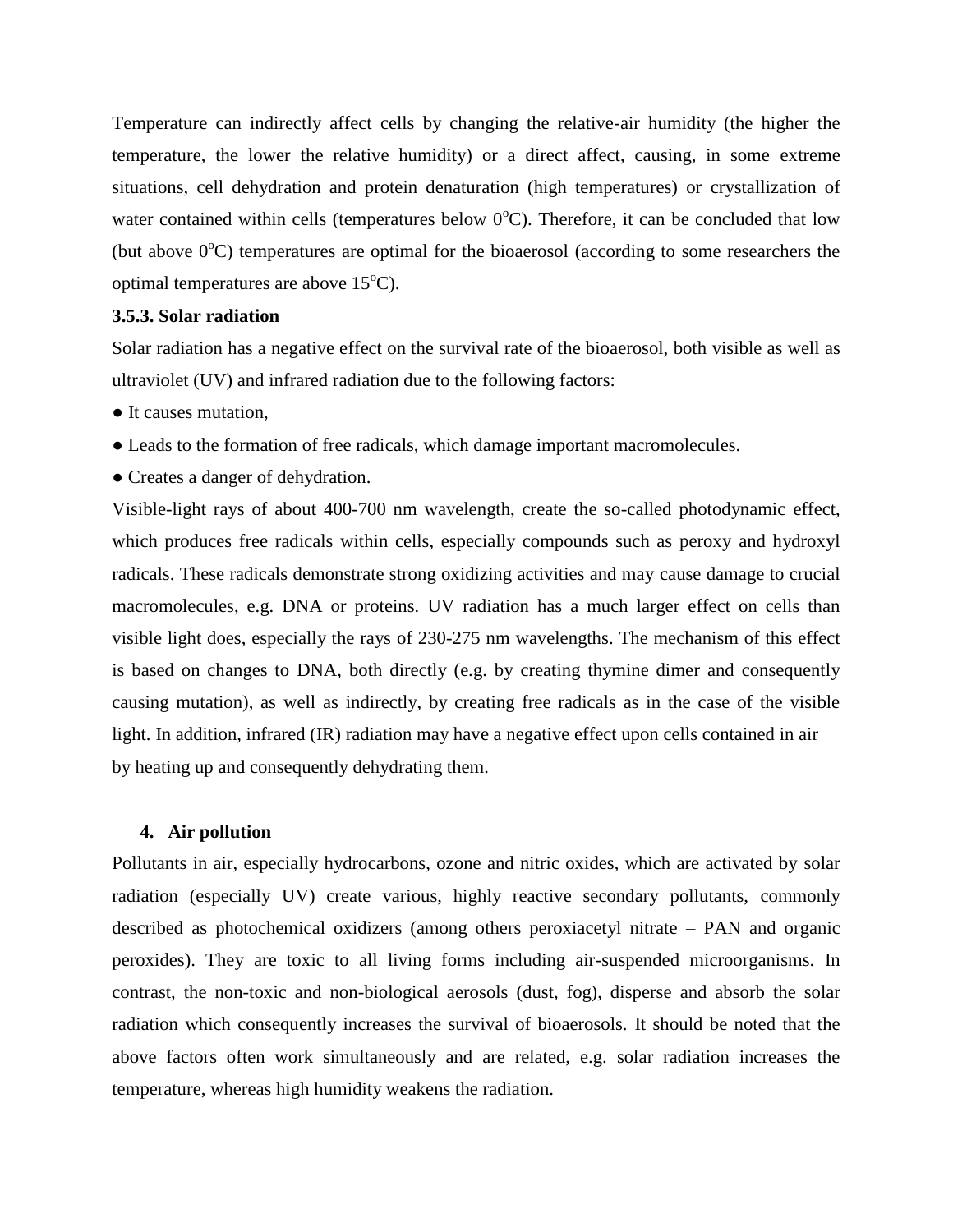Temperature can indirectly affect cells by changing the relative-air humidity (the higher the temperature, the lower the relative humidity) or a direct affect, causing, in some extreme situations, cell dehydration and protein denaturation (high temperatures) or crystallization of water contained within cells (temperatures below $0^{o}C$). Therefore, it can be concluded that low (but above $0^{o}C$) temperatures are optimal for the bioaerosol (according to some researchers the optimal temperatures are above $15^{o}C$).

### 3.5.3. Solar radiation

Solar radiation has a negative effect on the survival rate of the bioaerosol, both visible as well as ultraviolet (UV) and infrared radiation due to the following factors:

- It causes mutation,
- Leads to the formation of free radicals, which damage important macromolecules.
- Creates a danger of dehydration.

Visible-light rays of about 400-700 nm wavelength, create the so-called photodynamic effect, which produces free radicals within cells, especially compounds such as peroxy and hydroxyl radicals. These radicals demonstrate strong oxidizing activities and may cause damage to crucial macromolecules, e.g. DNA or proteins. UV radiation has a much larger effect on cells than visible light does, especially the rays of 230-275 nm wavelengths. The mechanism of this effect is based on changes to DNA, both directly (e.g. by creating thymine dimer and consequently causing mutation), as well as indirectly, by creating free radicals as in the case of the visible light. In addition, infrared (IR) radiation may have a negative effect upon cells contained in air by heating up and consequently dehydrating them.

## 4. Air pollution

Pollutants in air, especially hydrocarbons, ozone and nitric oxides, which are activated by solar radiation (especially UV) create various, highly reactive secondary pollutants, commonly described as photochemical oxidizers (among others peroxiacetyl nitrate – PAN and organic peroxides). They are toxic to all living forms including air-suspended microorganisms. In contrast, the non-toxic and non-biological aerosols (dust, fog), disperse and absorb the solar radiation which consequently increases the survival of bioaerosols. It should be noted that the above factors often work simultaneously and are related, e.g. solar radiation increases the temperature, whereas high humidity weakens the radiation.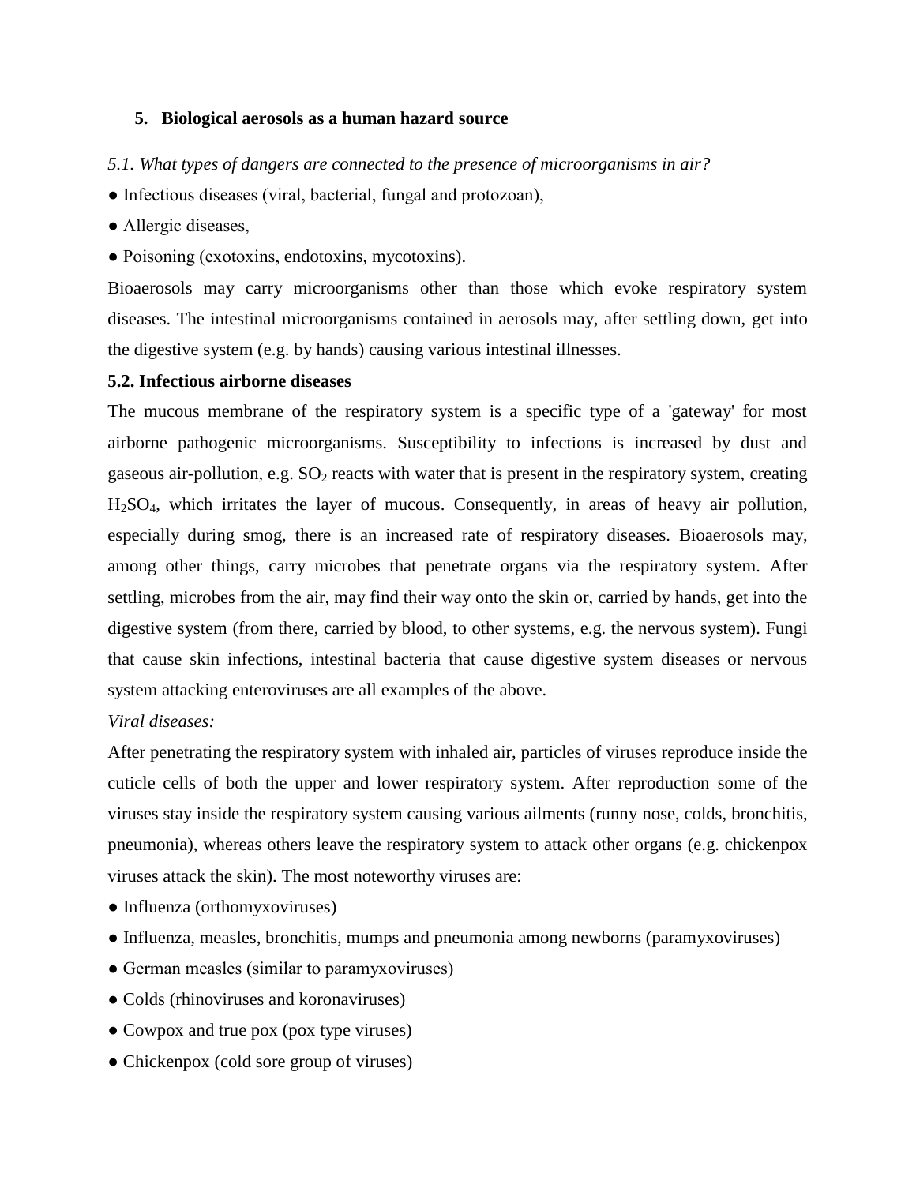## 5. Biological aerosols as a human hazard source

*5.1. What types of dangers are connected to the presence of microorganisms in air?*

- Infectious diseases (viral, bacterial, fungal and protozoan),
- Allergic diseases,
- Poisoning (exotoxins, endotoxins, mycotoxins).

Bioaerosols may carry microorganisms other than those which evoke respiratory system diseases. The intestinal microorganisms contained in aerosols may, after settling down, get into the digestive system (e.g. by hands) causing various intestinal illnesses.

### 5.2. Infectious airborne diseases

The mucous membrane of the respiratory system is a specific type of a 'gateway' for most airborne pathogenic microorganisms. Susceptibility to infections is increased by dust and gaseous air-pollution, e.g. $SO_2$ reacts with water that is present in the respiratory system, creating $H_2SO_4$, which irritates the layer of mucous. Consequently, in areas of heavy air pollution, especially during smog, there is an increased rate of respiratory diseases. Bioaerosols may, among other things, carry microbes that penetrate organs via the respiratory system. After settling, microbes from the air, may find their way onto the skin or, carried by hands, get into the digestive system (from there, carried by blood, to other systems, e.g. the nervous system). Fungi that cause skin infections, intestinal bacteria that cause digestive system diseases or nervous system attacking enteroviruses are all examples of the above.

*Viral diseases:*

After penetrating the respiratory system with inhaled air, particles of viruses reproduce inside the cuticle cells of both the upper and lower respiratory system. After reproduction some of the viruses stay inside the respiratory system causing various ailments (runny nose, colds, bronchitis, pneumonia), whereas others leave the respiratory system to attack other organs (e.g. chickenpox viruses attack the skin). The most noteworthy viruses are:

- Influenza (orthomyxoviruses)
- Influenza, measles, bronchitis, mumps and pneumonia among newborns (paramyxoviruses)
- German measles (similar to paramyxoviruses)
- Colds (rhinoviruses and koronaviruses)
- Cowpox and true pox (pox type viruses)
- Chickenpox (cold sore group of viruses)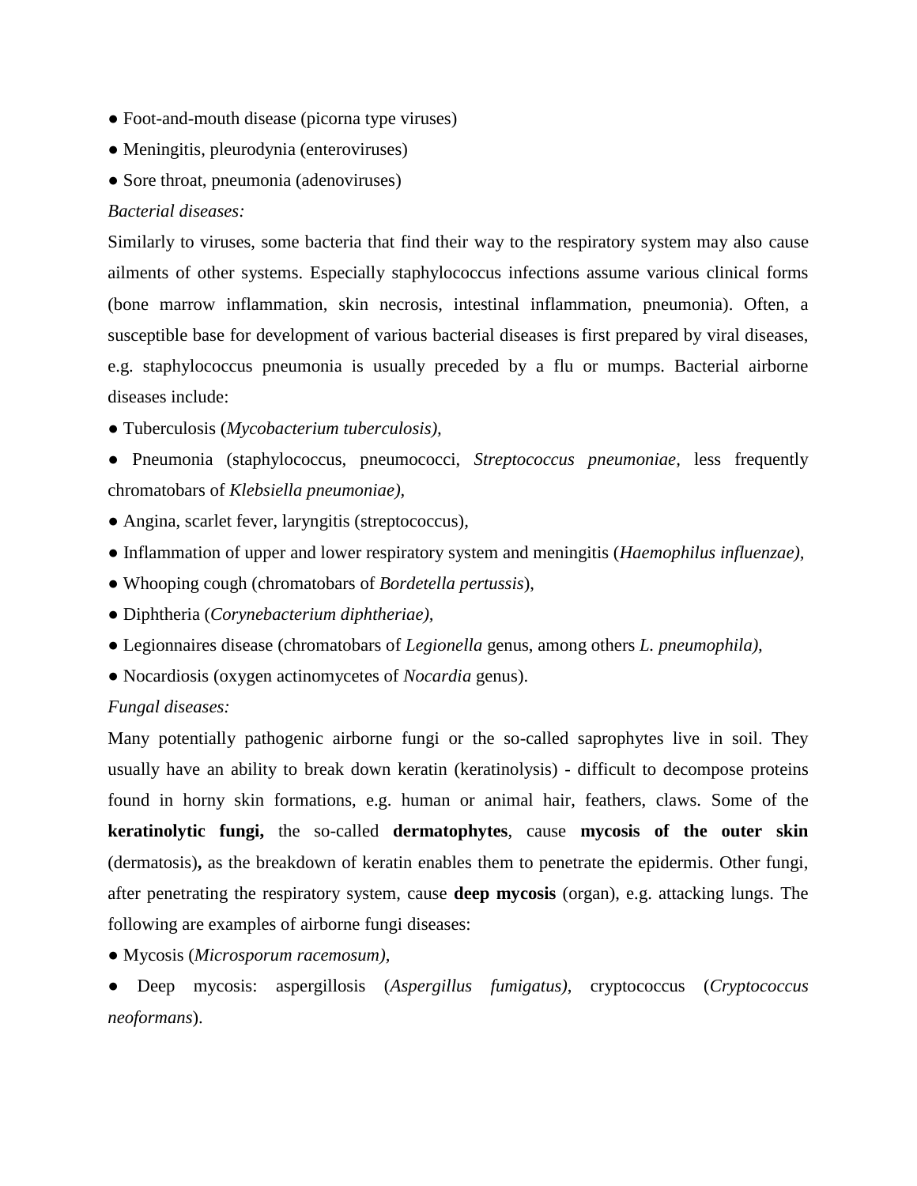- Foot-and-mouth disease (picorna type viruses)
- Meningitis, pleurodynia (enteroviruses)
- Sore throat, pneumonia (adenoviruses)

*Bacterial diseases:*

Similarly to viruses, some bacteria that find their way to the respiratory system may also cause ailments of other systems. Especially staphylococcus infections assume various clinical forms (bone marrow inflammation, skin necrosis, intestinal inflammation, pneumonia). Often, a susceptible base for development of various bacterial diseases is first prepared by viral diseases, e.g. staphylococcus pneumonia is usually preceded by a flu or mumps. Bacterial airborne diseases include:

- Tuberculosis (*Mycobacterium tuberculosis),*
- Pneumonia (staphylococcus, pneumococci, *Streptococcus pneumoniae,* less frequently chromatobars of *Klebsiella pneumoniae),*
- Angina, scarlet fever, laryngitis (streptococcus),
- Inflammation of upper and lower respiratory system and meningitis (*Haemophilus influenzae),*
- Whooping cough (chromatobars of *Bordetella pertussis*),
- Diphtheria (*Corynebacterium diphtheriae),*
- Legionnaires disease (chromatobars of *Legionella* genus, among others *L. pneumophila),*
- Nocardiosis (oxygen actinomycetes of *Nocardia* genus).

*Fungal diseases:*

Many potentially pathogenic airborne fungi or the so-called saprophytes live in soil. They usually have an ability to break down keratin (keratinolysis) - difficult to decompose proteins found in horny skin formations, e.g. human or animal hair, feathers, claws. Some of the **keratinolytic fungi,** the so-called **dermatophytes**, cause **mycosis of the outer skin** (dermatosis)**,** as the breakdown of keratin enables them to penetrate the epidermis. Other fungi, after penetrating the respiratory system, cause **deep mycosis** (organ), e.g. attacking lungs. The following are examples of airborne fungi diseases:

- Mycosis (*Microsporum racemosum),*
- Deep mycosis: aspergillosis (*Aspergillus fumigatus)*, cryptococcus (*Cryptococcus neoformans*).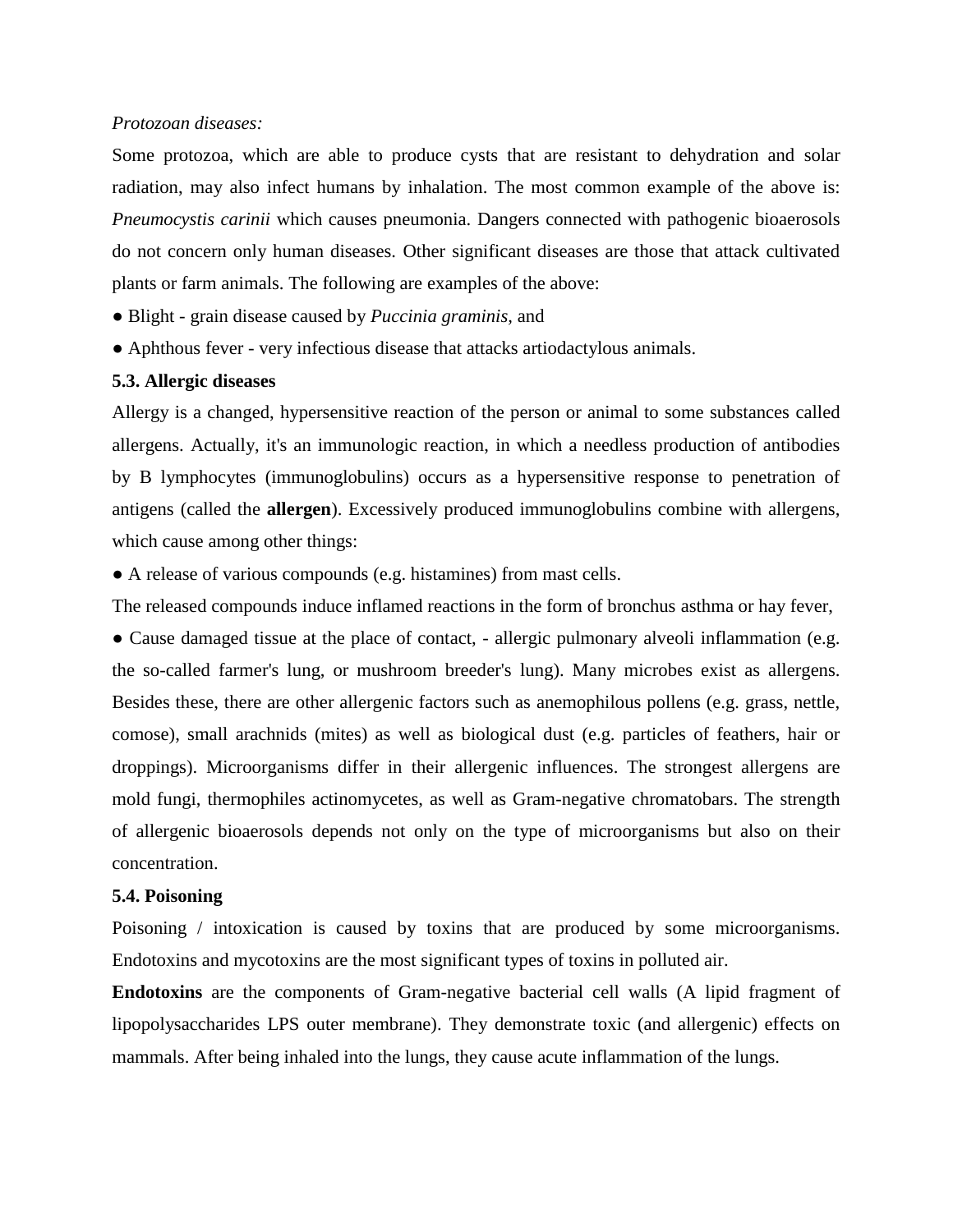*Protozoan diseases:*

Some protozoa, which are able to produce cysts that are resistant to dehydration and solar radiation, may also infect humans by inhalation. The most common example of the above is: *Pneumocystis carinii* which causes pneumonia. Dangers connected with pathogenic bioaerosols do not concern only human diseases. Other significant diseases are those that attack cultivated plants or farm animals. The following are examples of the above:

- Blight - grain disease caused by *Puccinia graminis,* and
- Aphthous fever - very infectious disease that attacks artiodactylous animals.

### 5.3. Allergic diseases

Allergy is a changed, hypersensitive reaction of the person or animal to some substances called allergens. Actually, it's an immunologic reaction, in which a needless production of antibodies by B lymphocytes (immunoglobulins) occurs as a hypersensitive response to penetration of antigens (called the **allergen**). Excessively produced immunoglobulins combine with allergens, which cause among other things:

- A release of various compounds (e.g. histamines) from mast cells.

The released compounds induce inflamed reactions in the form of bronchus asthma or hay fever,

- Cause damaged tissue at the place of contact, - allergic pulmonary alveoli inflammation (e.g. the so-called farmer's lung, or mushroom breeder's lung). Many microbes exist as allergens. Besides these, there are other allergenic factors such as anemophilous pollens (e.g. grass, nettle, comose), small arachnids (mites) as well as biological dust (e.g. particles of feathers, hair or droppings). Microorganisms differ in their allergenic influences. The strongest allergens are mold fungi, thermophiles actinomycetes, as well as Gram-negative chromatobars. The strength of allergenic bioaerosols depends not only on the type of microorganisms but also on their concentration.

### 5.4. Poisoning

Poisoning / intoxication is caused by toxins that are produced by some microorganisms. Endotoxins and mycotoxins are the most significant types of toxins in polluted air.

**Endotoxins** are the components of Gram-negative bacterial cell walls (A lipid fragment of lipopolysaccharides LPS outer membrane). They demonstrate toxic (and allergenic) effects on mammals. After being inhaled into the lungs, they cause acute inflammation of the lungs.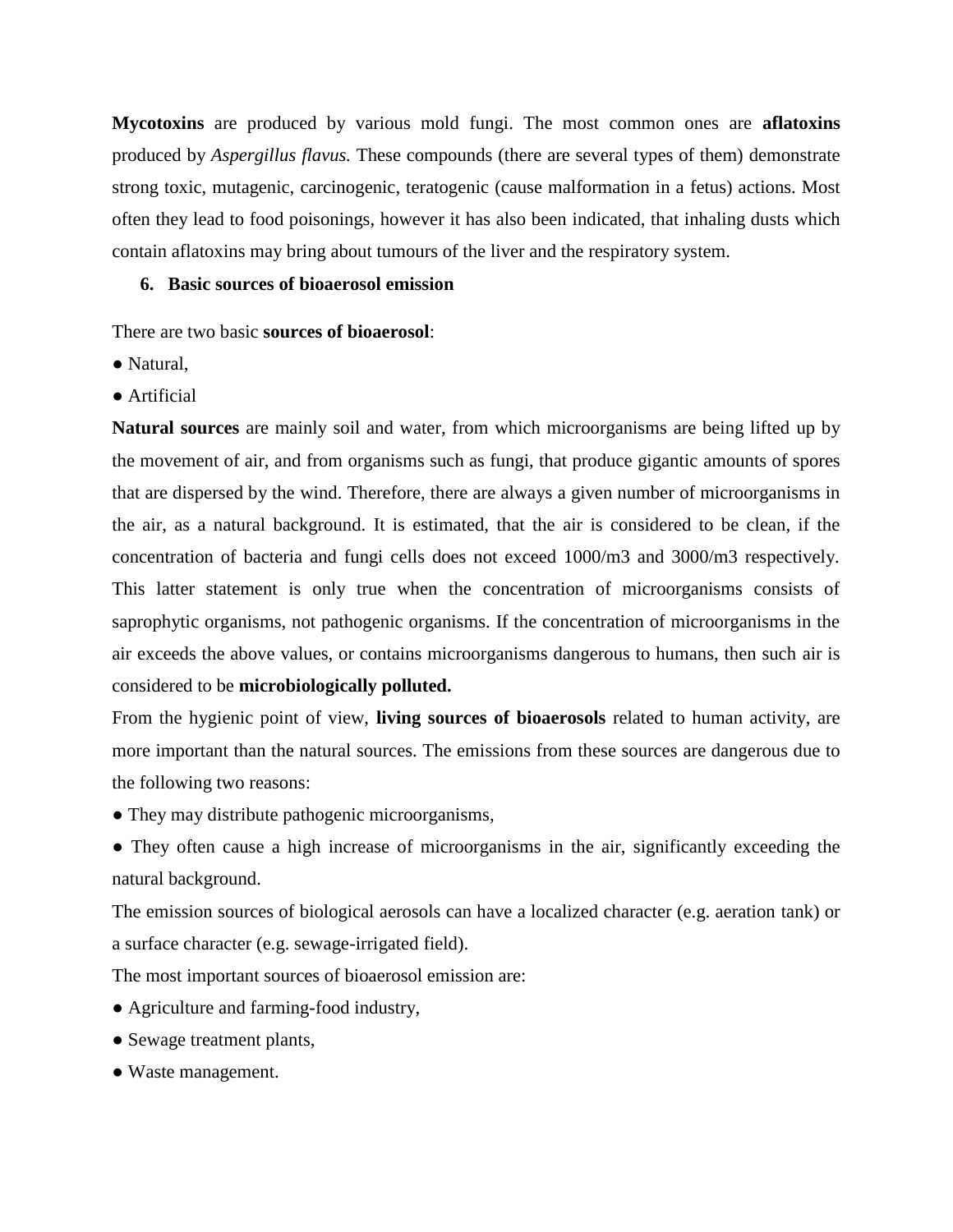**Mycotoxins** are produced by various mold fungi. The most common ones are **aflatoxins** produced by *Aspergillus flavus.* These compounds (there are several types of them) demonstrate strong toxic, mutagenic, carcinogenic, teratogenic (cause malformation in a fetus) actions. Most often they lead to food poisonings, however it has also been indicated, that inhaling dusts which contain aflatoxins may bring about tumours of the liver and the respiratory system.

## 6. Basic sources of bioaerosol emission

There are two basic **sources of bioaerosol**:

● Natural,

● Artificial

**Natural sources** are mainly soil and water, from which microorganisms are being lifted up by the movement of air, and from organisms such as fungi, that produce gigantic amounts of spores that are dispersed by the wind. Therefore, there are always a given number of microorganisms in the air, as a natural background. It is estimated, that the air is considered to be clean, if the concentration of bacteria and fungi cells does not exceed 1000/m3 and 3000/m3 respectively. This latter statement is only true when the concentration of microorganisms consists of saprophytic organisms, not pathogenic organisms. If the concentration of microorganisms in the air exceeds the above values, or contains microorganisms dangerous to humans, then such air is considered to be **microbiologically polluted.**

From the hygienic point of view, **living sources of bioaerosols** related to human activity, are more important than the natural sources. The emissions from these sources are dangerous due to the following two reasons:

● They may distribute pathogenic microorganisms,

● They often cause a high increase of microorganisms in the air, significantly exceeding the natural background.

The emission sources of biological aerosols can have a localized character (e.g. aeration tank) or a surface character (e.g. sewage-irrigated field).

The most important sources of bioaerosol emission are:

● Agriculture and farming-food industry,

● Sewage treatment plants,

● Waste management.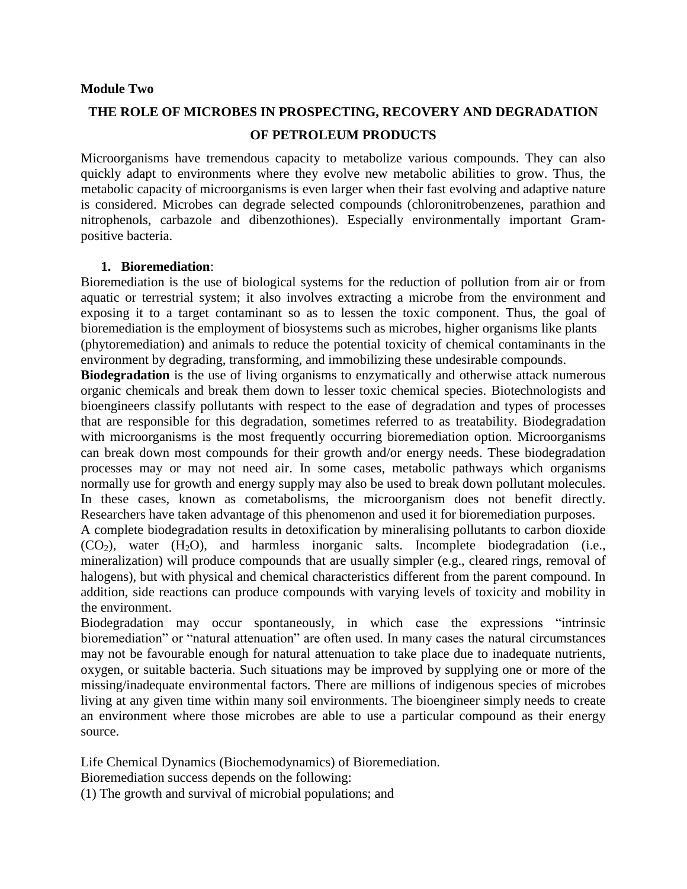**Module Two**

## THE ROLE OF MICROBES IN PROSPECTING, RECOVERY AND DEGRADATION OF PETROLEUM PRODUCTS

Microorganisms have tremendous capacity to metabolize various compounds. They can also quickly adapt to environments where they evolve new metabolic abilities to grow. Thus, the metabolic capacity of microorganisms is even larger when their fast evolving and adaptive nature is considered. Microbes can degrade selected compounds (chloronitrobenzenes, parathion and nitrophenols, carbazole and dibenzothiones). Especially environmentally important Gram-positive bacteria.

1. **Bioremediation**:

Bioremediation is the use of biological systems for the reduction of pollution from air or from aquatic or terrestrial system; it also involves extracting a microbe from the environment and exposing it to a target contaminant so as to lessen the toxic component. Thus, the goal of bioremediation is the employment of biosystems such as microbes, higher organisms like plants (phytoremediation) and animals to reduce the potential toxicity of chemical contaminants in the environment by degrading, transforming, and immobilizing these undesirable compounds.

**Biodegradation** is the use of living organisms to enzymatically and otherwise attack numerous organic chemicals and break them down to lesser toxic chemical species. Biotechnologists and bioengineers classify pollutants with respect to the ease of degradation and types of processes that are responsible for this degradation, sometimes referred to as treatability. Biodegradation with microorganisms is the most frequently occurring bioremediation option. Microorganisms can break down most compounds for their growth and/or energy needs. These biodegradation processes may or may not need air. In some cases, metabolic pathways which organisms normally use for growth and energy supply may also be used to break down pollutant molecules. In these cases, known as cometabolisms, the microorganism does not benefit directly. Researchers have taken advantage of this phenomenon and used it for bioremediation purposes.

A complete biodegradation results in detoxification by mineralising pollutants to carbon dioxide ($CO_2$), water ($H_2O$), and harmless inorganic salts. Incomplete biodegradation (i.e., mineralization) will produce compounds that are usually simpler (e.g., cleared rings, removal of halogens), but with physical and chemical characteristics different from the parent compound. In addition, side reactions can produce compounds with varying levels of toxicity and mobility in the environment.

Biodegradation may occur spontaneously, in which case the expressions "intrinsic bioremediation" or "natural attenuation" are often used. In many cases the natural circumstances may not be favourable enough for natural attenuation to take place due to inadequate nutrients, oxygen, or suitable bacteria. Such situations may be improved by supplying one or more of the missing/inadequate environmental factors. There are millions of indigenous species of microbes living at any given time within many soil environments. The bioengineer simply needs to create an environment where those microbes are able to use a particular compound as their energy source.

Life Chemical Dynamics (Biochemodynamics) of Bioremediation.

Bioremediation success depends on the following:

(1) The growth and survival of microbial populations; and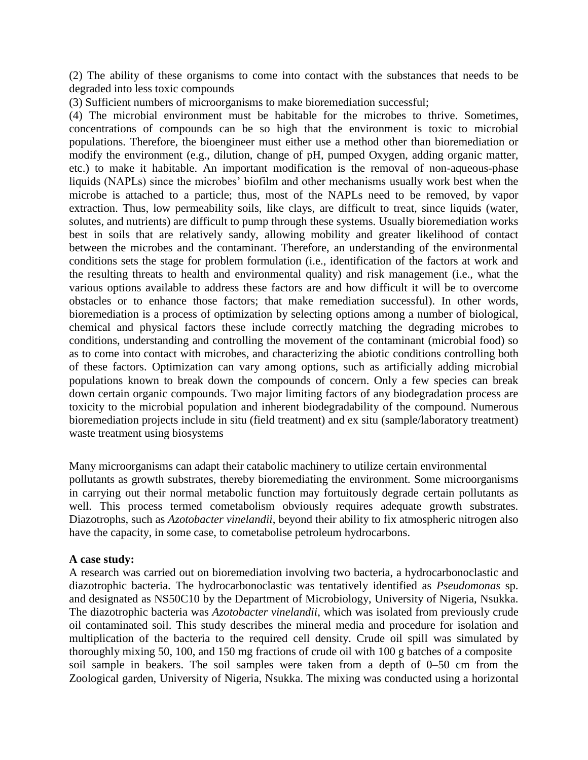(2) The ability of these organisms to come into contact with the substances that needs to be degraded into less toxic compounds

(3) Sufficient numbers of microorganisms to make bioremediation successful;

(4) The microbial environment must be habitable for the microbes to thrive. Sometimes, concentrations of compounds can be so high that the environment is toxic to microbial populations. Therefore, the bioengineer must either use a method other than bioremediation or modify the environment (e.g., dilution, change of pH, pumped Oxygen, adding organic matter, etc.) to make it habitable. An important modification is the removal of non-aqueous-phase liquids (NAPLs) since the microbes' biofilm and other mechanisms usually work best when the microbe is attached to a particle; thus, most of the NAPLs need to be removed, by vapor extraction. Thus, low permeability soils, like clays, are difficult to treat, since liquids (water, solutes, and nutrients) are difficult to pump through these systems. Usually bioremediation works best in soils that are relatively sandy, allowing mobility and greater likelihood of contact between the microbes and the contaminant. Therefore, an understanding of the environmental conditions sets the stage for problem formulation (i.e., identification of the factors at work and the resulting threats to health and environmental quality) and risk management (i.e., what the various options available to address these factors are and how difficult it will be to overcome obstacles or to enhance those factors; that make remediation successful). In other words, bioremediation is a process of optimization by selecting options among a number of biological, chemical and physical factors these include correctly matching the degrading microbes to conditions, understanding and controlling the movement of the contaminant (microbial food) so as to come into contact with microbes, and characterizing the abiotic conditions controlling both of these factors. Optimization can vary among options, such as artificially adding microbial populations known to break down the compounds of concern. Only a few species can break down certain organic compounds. Two major limiting factors of any biodegradation process are toxicity to the microbial population and inherent biodegradability of the compound. Numerous bioremediation projects include in situ (field treatment) and ex situ (sample/laboratory treatment) waste treatment using biosystems

Many microorganisms can adapt their catabolic machinery to utilize certain environmental pollutants as growth substrates, thereby bioremediating the environment. Some microorganisms in carrying out their normal metabolic function may fortuitously degrade certain pollutants as well. This process termed cometabolism obviously requires adequate growth substrates. Diazotrophs, such as *Azotobacter vinelandii*, beyond their ability to fix atmospheric nitrogen also have the capacity, in some case, to cometabolise petroleum hydrocarbons.

**A case study:**

A research was carried out on bioremediation involving two bacteria, a hydrocarbonoclastic and diazotrophic bacteria. The hydrocarbonoclastic was tentatively identified as *Pseudomonas* sp. and designated as NS50C10 by the Department of Microbiology, University of Nigeria, Nsukka. The diazotrophic bacteria was *Azotobacter vinelandii*, which was isolated from previously crude oil contaminated soil. This study describes the mineral media and procedure for isolation and multiplication of the bacteria to the required cell density. Crude oil spill was simulated by thoroughly mixing 50, 100, and 150 mg fractions of crude oil with 100 g batches of a composite soil sample in beakers. The soil samples were taken from a depth of 0–50 cm from the Zoological garden, University of Nigeria, Nsukka. The mixing was conducted using a horizontal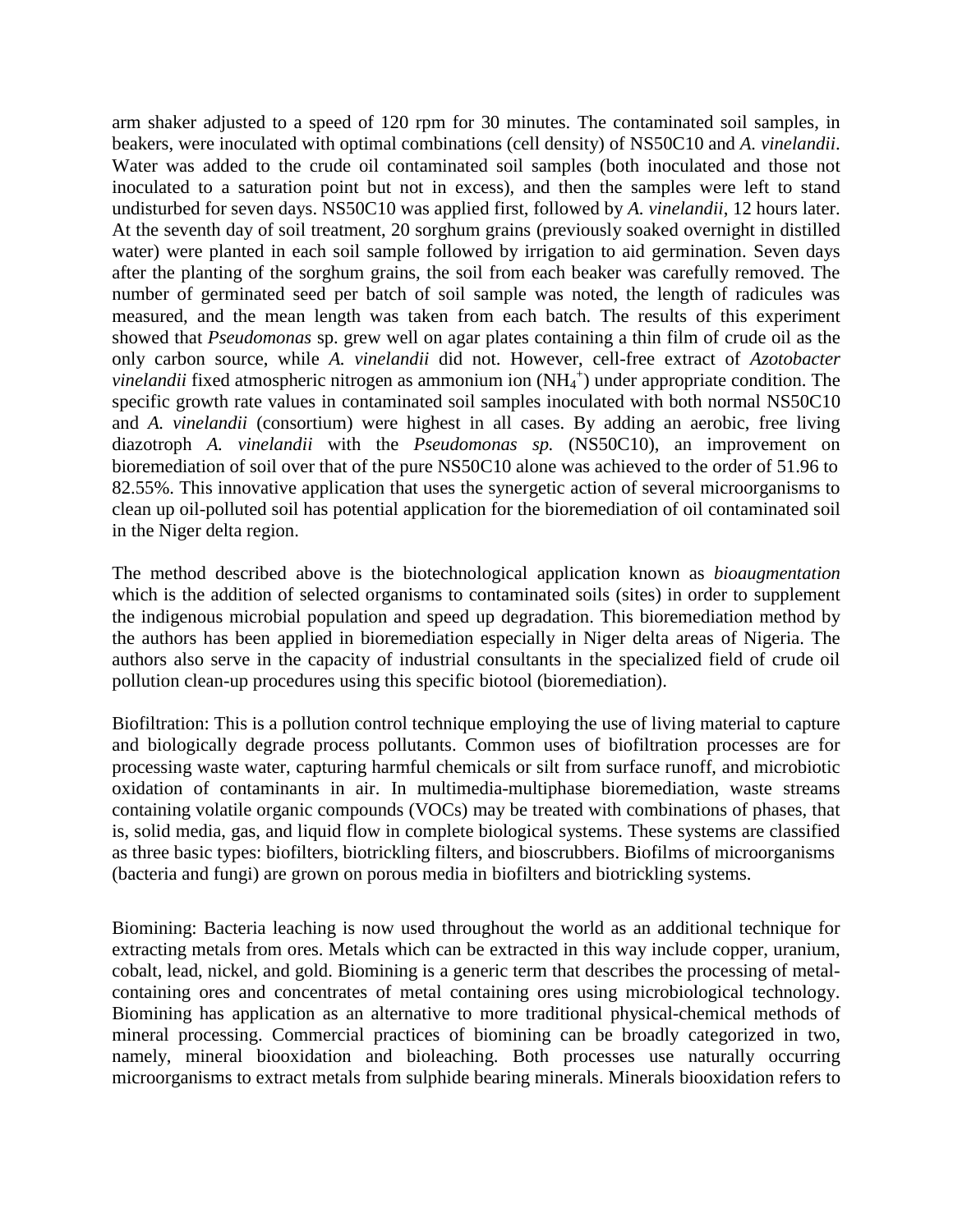arm shaker adjusted to a speed of 120 rpm for 30 minutes. The contaminated soil samples, in beakers, were inoculated with optimal combinations (cell density) of NS50C10 and *A. vinelandii*. Water was added to the crude oil contaminated soil samples (both inoculated and those not inoculated to a saturation point but not in excess), and then the samples were left to stand undisturbed for seven days. NS50C10 was applied first, followed by *A. vinelandii*, 12 hours later. At the seventh day of soil treatment, 20 sorghum grains (previously soaked overnight in distilled water) were planted in each soil sample followed by irrigation to aid germination. Seven days after the planting of the sorghum grains, the soil from each beaker was carefully removed. The number of germinated seed per batch of soil sample was noted, the length of radicules was measured, and the mean length was taken from each batch. The results of this experiment showed that *Pseudomonas* sp. grew well on agar plates containing a thin film of crude oil as the only carbon source, while *A. vinelandii* did not. However, cell-free extract of *Azotobacter vinelandii* fixed atmospheric nitrogen as ammonium ion ($NH_4^+$) under appropriate condition. The specific growth rate values in contaminated soil samples inoculated with both normal NS50C10 and *A. vinelandii* (consortium) were highest in all cases. By adding an aerobic, free living diazotroph *A. vinelandii* with the *Pseudomonas sp.* (NS50C10), an improvement on bioremediation of soil over that of the pure NS50C10 alone was achieved to the order of 51.96 to 82.55%. This innovative application that uses the synergetic action of several microorganisms to clean up oil-polluted soil has potential application for the bioremediation of oil contaminated soil in the Niger delta region.

The method described above is the biotechnological application known as *bioaugmentation* which is the addition of selected organisms to contaminated soils (sites) in order to supplement the indigenous microbial population and speed up degradation. This bioremediation method by the authors has been applied in bioremediation especially in Niger delta areas of Nigeria. The authors also serve in the capacity of industrial consultants in the specialized field of crude oil pollution clean-up procedures using this specific biotool (bioremediation).

Biofiltration: This is a pollution control technique employing the use of living material to capture and biologically degrade process pollutants. Common uses of biofiltration processes are for processing waste water, capturing harmful chemicals or silt from surface runoff, and microbiotic oxidation of contaminants in air. In multimedia-multiphase bioremediation, waste streams containing volatile organic compounds (VOCs) may be treated with combinations of phases, that is, solid media, gas, and liquid flow in complete biological systems. These systems are classified as three basic types: biofilters, biotrickling filters, and bioscrubbers. Biofilms of microorganisms (bacteria and fungi) are grown on porous media in biofilters and biotrickling systems.

Biomining: Bacteria leaching is now used throughout the world as an additional technique for extracting metals from ores. Metals which can be extracted in this way include copper, uranium, cobalt, lead, nickel, and gold. Biomining is a generic term that describes the processing of metal-containing ores and concentrates of metal containing ores using microbiological technology. Biomining has application as an alternative to more traditional physical-chemical methods of mineral processing. Commercial practices of biomining can be broadly categorized in two, namely, mineral biooxidation and bioleaching. Both processes use naturally occurring microorganisms to extract metals from sulphide bearing minerals. Minerals biooxidation refers to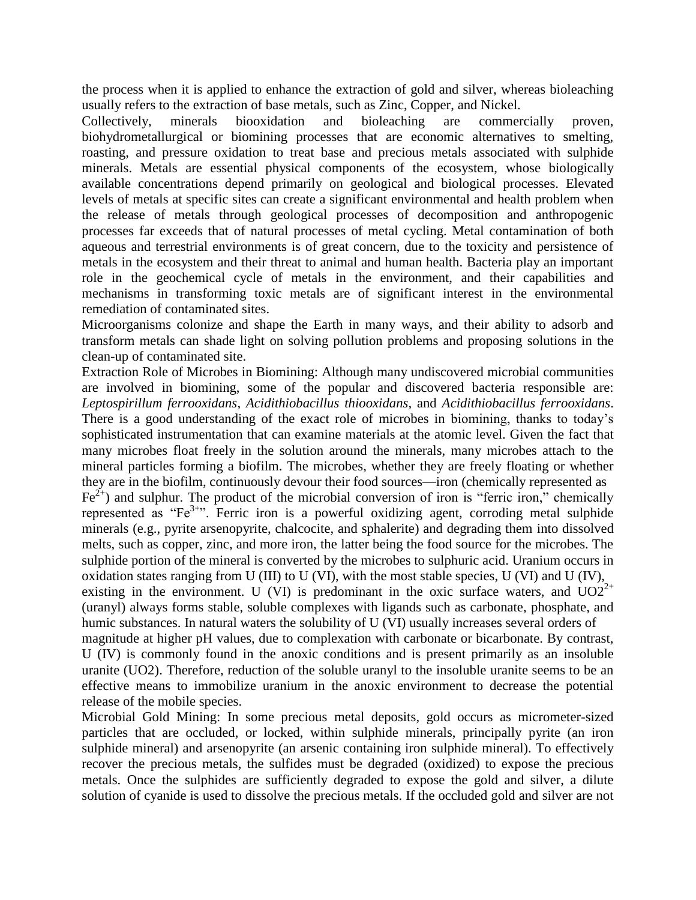the process when it is applied to enhance the extraction of gold and silver, whereas bioleaching usually refers to the extraction of base metals, such as Zinc, Copper, and Nickel.

Collectively, minerals biooxidation and bioleaching are commercially proven, biohydrometallurgical or biomining processes that are economic alternatives to smelting, roasting, and pressure oxidation to treat base and precious metals associated with sulphide minerals. Metals are essential physical components of the ecosystem, whose biologically available concentrations depend primarily on geological and biological processes. Elevated levels of metals at specific sites can create a significant environmental and health problem when the release of metals through geological processes of decomposition and anthropogenic processes far exceeds that of natural processes of metal cycling. Metal contamination of both aqueous and terrestrial environments is of great concern, due to the toxicity and persistence of metals in the ecosystem and their threat to animal and human health. Bacteria play an important role in the geochemical cycle of metals in the environment, and their capabilities and mechanisms in transforming toxic metals are of significant interest in the environmental remediation of contaminated sites.

Microorganisms colonize and shape the Earth in many ways, and their ability to adsorb and transform metals can shade light on solving pollution problems and proposing solutions in the clean-up of contaminated site.

Extraction Role of Microbes in Biomining: Although many undiscovered microbial communities are involved in biomining, some of the popular and discovered bacteria responsible are: *Leptospirillum ferrooxidans*, *Acidithiobacillus thiooxidans*, and *Acidithiobacillus ferrooxidans*. There is a good understanding of the exact role of microbes in biomining, thanks to today's sophisticated instrumentation that can examine materials at the atomic level. Given the fact that many microbes float freely in the solution around the minerals, many microbes attach to the mineral particles forming a biofilm. The microbes, whether they are freely floating or whether they are in the biofilm, continuously devour their food sources—iron (chemically represented as $Fe^{2+}$) and sulphur. The product of the microbial conversion of iron is "ferric iron," chemically represented as "$Fe^{3+}$". Ferric iron is a powerful oxidizing agent, corroding metal sulphide minerals (e.g., pyrite arsenopyrite, chalcocite, and sphalerite) and degrading them into dissolved melts, such as copper, zinc, and more iron, the latter being the food source for the microbes. The sulphide portion of the mineral is converted by the microbes to sulphuric acid. Uranium occurs in oxidation states ranging from U (III) to U (VI), with the most stable species, U (VI) and U (IV), existing in the environment. U (VI) is predominant in the oxic surface waters, and $UO2^{2+}$ (uranyl) always forms stable, soluble complexes with ligands such as carbonate, phosphate, and humic substances. In natural waters the solubility of U (VI) usually increases several orders of magnitude at higher pH values, due to complexation with carbonate or bicarbonate. By contrast, U (IV) is commonly found in the anoxic conditions and is present primarily as an insoluble uranite (UO2). Therefore, reduction of the soluble uranyl to the insoluble uranite seems to be an effective means to immobilize uranium in the anoxic environment to decrease the potential release of the mobile species.

Microbial Gold Mining: In some precious metal deposits, gold occurs as micrometer-sized particles that are occluded, or locked, within sulphide minerals, principally pyrite (an iron sulphide mineral) and arsenopyrite (an arsenic containing iron sulphide mineral). To effectively recover the precious metals, the sulfides must be degraded (oxidized) to expose the precious metals. Once the sulphides are sufficiently degraded to expose the gold and silver, a dilute solution of cyanide is used to dissolve the precious metals. If the occluded gold and silver are not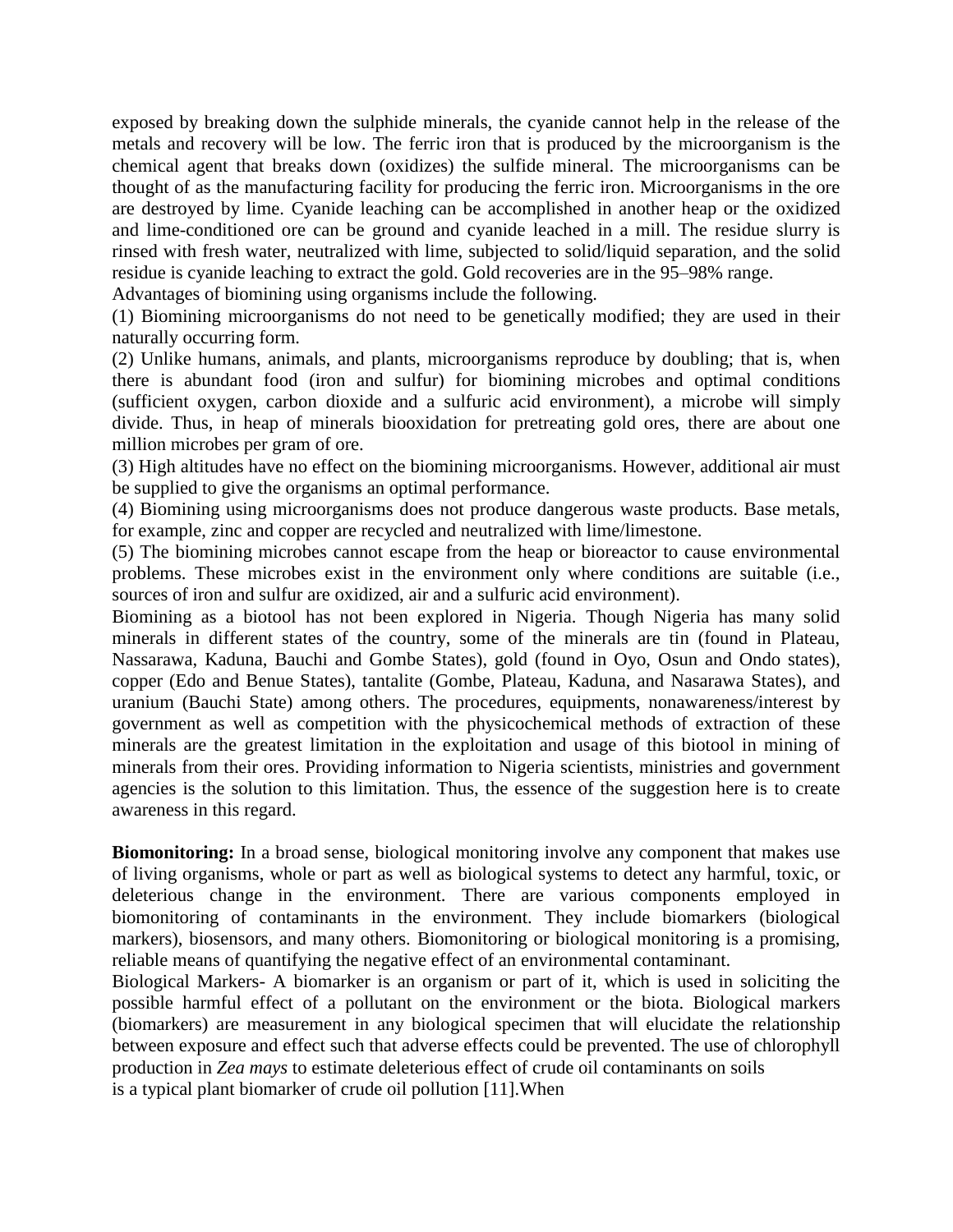exposed by breaking down the sulphide minerals, the cyanide cannot help in the release of the metals and recovery will be low. The ferric iron that is produced by the microorganism is the chemical agent that breaks down (oxidizes) the sulfide mineral. The microorganisms can be thought of as the manufacturing facility for producing the ferric iron. Microorganisms in the ore are destroyed by lime. Cyanide leaching can be accomplished in another heap or the oxidized and lime-conditioned ore can be ground and cyanide leached in a mill. The residue slurry is rinsed with fresh water, neutralized with lime, subjected to solid/liquid separation, and the solid residue is cyanide leaching to extract the gold. Gold recoveries are in the 95–98% range.

Advantages of biomining using organisms include the following.

(1) Biomining microorganisms do not need to be genetically modified; they are used in their naturally occurring form.

(2) Unlike humans, animals, and plants, microorganisms reproduce by doubling; that is, when there is abundant food (iron and sulfur) for biomining microbes and optimal conditions (sufficient oxygen, carbon dioxide and a sulfuric acid environment), a microbe will simply divide. Thus, in heap of minerals biooxidation for pretreating gold ores, there are about one million microbes per gram of ore.

(3) High altitudes have no effect on the biomining microorganisms. However, additional air must be supplied to give the organisms an optimal performance.

(4) Biomining using microorganisms does not produce dangerous waste products. Base metals, for example, zinc and copper are recycled and neutralized with lime/limestone.

(5) The biomining microbes cannot escape from the heap or bioreactor to cause environmental problems. These microbes exist in the environment only where conditions are suitable (i.e., sources of iron and sulfur are oxidized, air and a sulfuric acid environment).

Biomining as a biotool has not been explored in Nigeria. Though Nigeria has many solid minerals in different states of the country, some of the minerals are tin (found in Plateau, Nassarawa, Kaduna, Bauchi and Gombe States), gold (found in Oyo, Osun and Ondo states), copper (Edo and Benue States), tantalite (Gombe, Plateau, Kaduna, and Nasarawa States), and uranium (Bauchi State) among others. The procedures, equipments, nonawareness/interest by government as well as competition with the physicochemical methods of extraction of these minerals are the greatest limitation in the exploitation and usage of this biotool in mining of minerals from their ores. Providing information to Nigeria scientists, ministries and government agencies is the solution to this limitation. Thus, the essence of the suggestion here is to create awareness in this regard.

**Biomonitoring:** In a broad sense, biological monitoring involve any component that makes use of living organisms, whole or part as well as biological systems to detect any harmful, toxic, or deleterious change in the environment. There are various components employed in biomonitoring of contaminants in the environment. They include biomarkers (biological markers), biosensors, and many others. Biomonitoring or biological monitoring is a promising, reliable means of quantifying the negative effect of an environmental contaminant.

Biological Markers- A biomarker is an organism or part of it, which is used in soliciting the possible harmful effect of a pollutant on the environment or the biota. Biological markers (biomarkers) are measurement in any biological specimen that will elucidate the relationship between exposure and effect such that adverse effects could be prevented. The use of chlorophyll production in *Zea mays* to estimate deleterious effect of crude oil contaminants on soils is a typical plant biomarker of crude oil pollution [11].When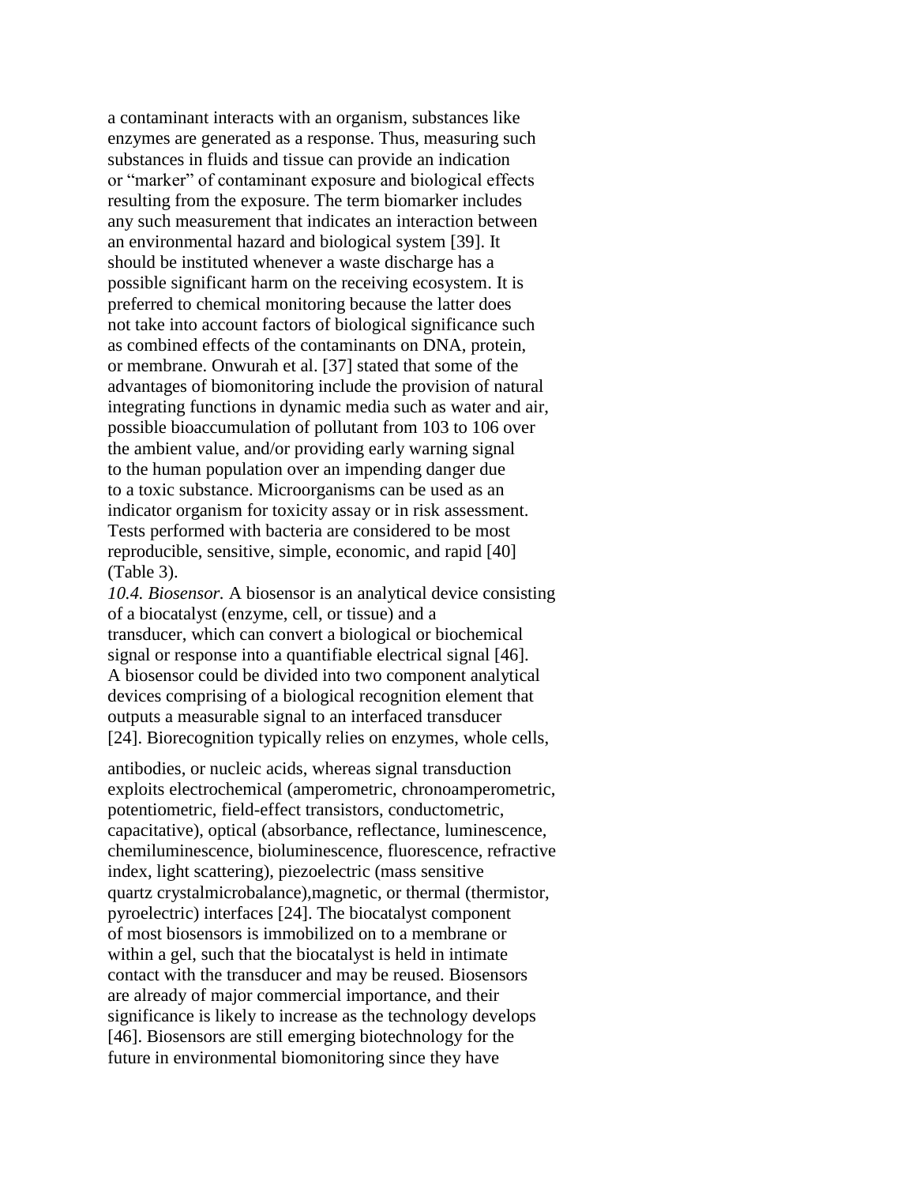a contaminant interacts with an organism, substances like enzymes are generated as a response. Thus, measuring such substances in fluids and tissue can provide an indication or "marker" of contaminant exposure and biological effects resulting from the exposure. The term biomarker includes any such measurement that indicates an interaction between an environmental hazard and biological system [39]. It should be instituted whenever a waste discharge has a possible significant harm on the receiving ecosystem. It is preferred to chemical monitoring because the latter does not take into account factors of biological significance such as combined effects of the contaminants on DNA, protein, or membrane. Onwurah et al. [37] stated that some of the advantages of biomonitoring include the provision of natural integrating functions in dynamic media such as water and air, possible bioaccumulation of pollutant from 103 to 106 over the ambient value, and/or providing early warning signal to the human population over an impending danger due to a toxic substance. Microorganisms can be used as an indicator organism for toxicity assay or in risk assessment. Tests performed with bacteria are considered to be most reproducible, sensitive, simple, economic, and rapid [40] (Table 3).

*10.4. Biosensor.* A biosensor is an analytical device consisting of a biocatalyst (enzyme, cell, or tissue) and a transducer, which can convert a biological or biochemical signal or response into a quantifiable electrical signal [46]. A biosensor could be divided into two component analytical devices comprising of a biological recognition element that outputs a measurable signal to an interfaced transducer [24]. Biorecognition typically relies on enzymes, whole cells, antibodies, or nucleic acids, whereas signal transduction exploits electrochemical (amperometric, chronoamperometric, potentiometric, field-effect transistors, conductometric, capacitative), optical (absorbance, reflectance, luminescence, chemiluminescence, bioluminescence, fluorescence, refractive index, light scattering), piezoelectric (mass sensitive quartz crystalmicrobalance),magnetic, or thermal (thermistor, pyroelectric) interfaces [24]. The biocatalyst component of most biosensors is immobilized on to a membrane or within a gel, such that the biocatalyst is held in intimate contact with the transducer and may be reused. Biosensors are already of major commercial importance, and their significance is likely to increase as the technology develops [46]. Biosensors are still emerging biotechnology for the future in environmental biomonitoring since they have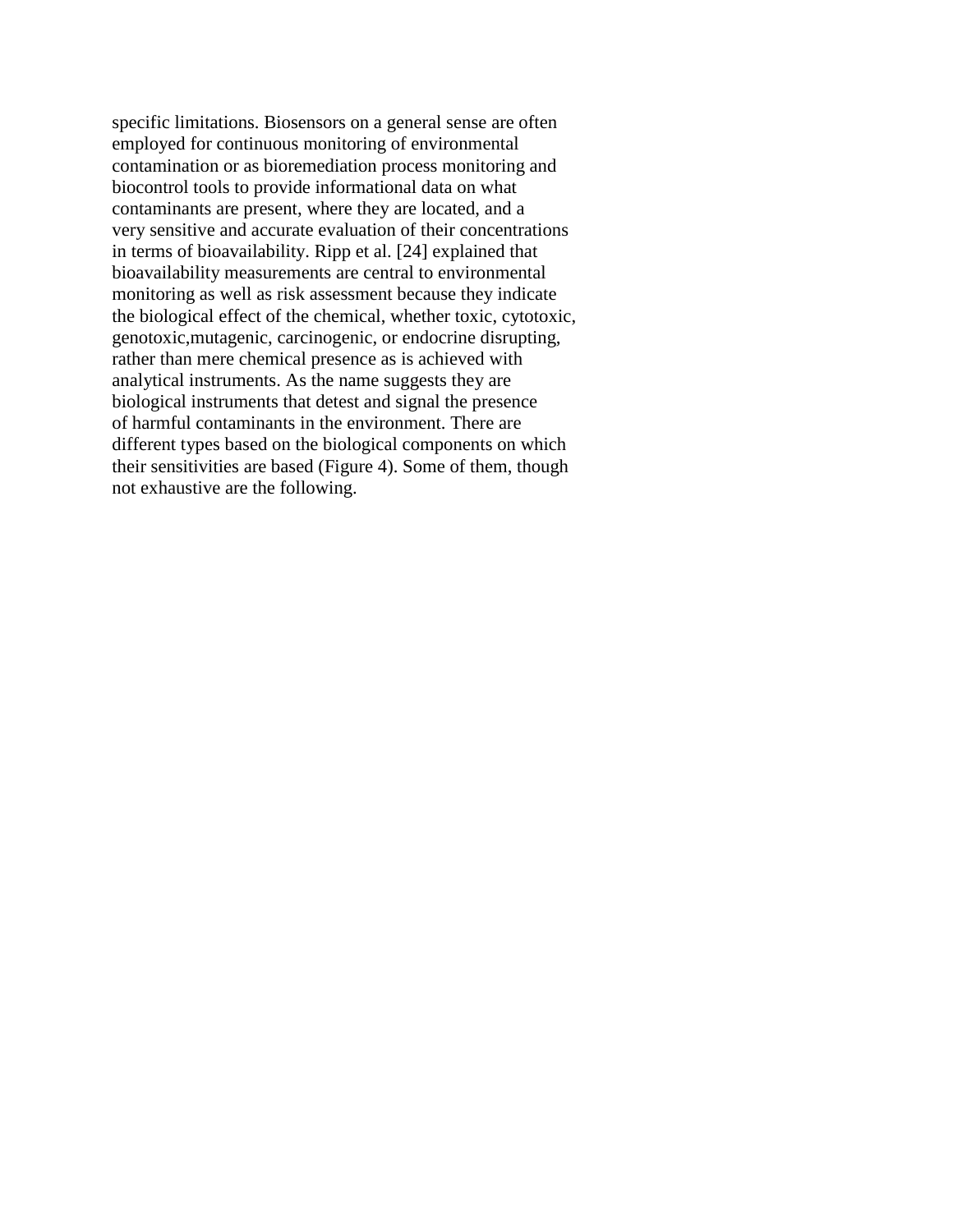specific limitations. Biosensors on a general sense are often employed for continuous monitoring of environmental contamination or as bioremediation process monitoring and biocontrol tools to provide informational data on what contaminants are present, where they are located, and a very sensitive and accurate evaluation of their concentrations in terms of bioavailability. Ripp et al. [24] explained that bioavailability measurements are central to environmental monitoring as well as risk assessment because they indicate the biological effect of the chemical, whether toxic, cytotoxic, genotoxic,mutagenic, carcinogenic, or endocrine disrupting, rather than mere chemical presence as is achieved with analytical instruments. As the name suggests they are biological instruments that detest and signal the presence of harmful contaminants in the environment. There are different types based on the biological components on which their sensitivities are based (Figure 4). Some of them, though not exhaustive are the following.